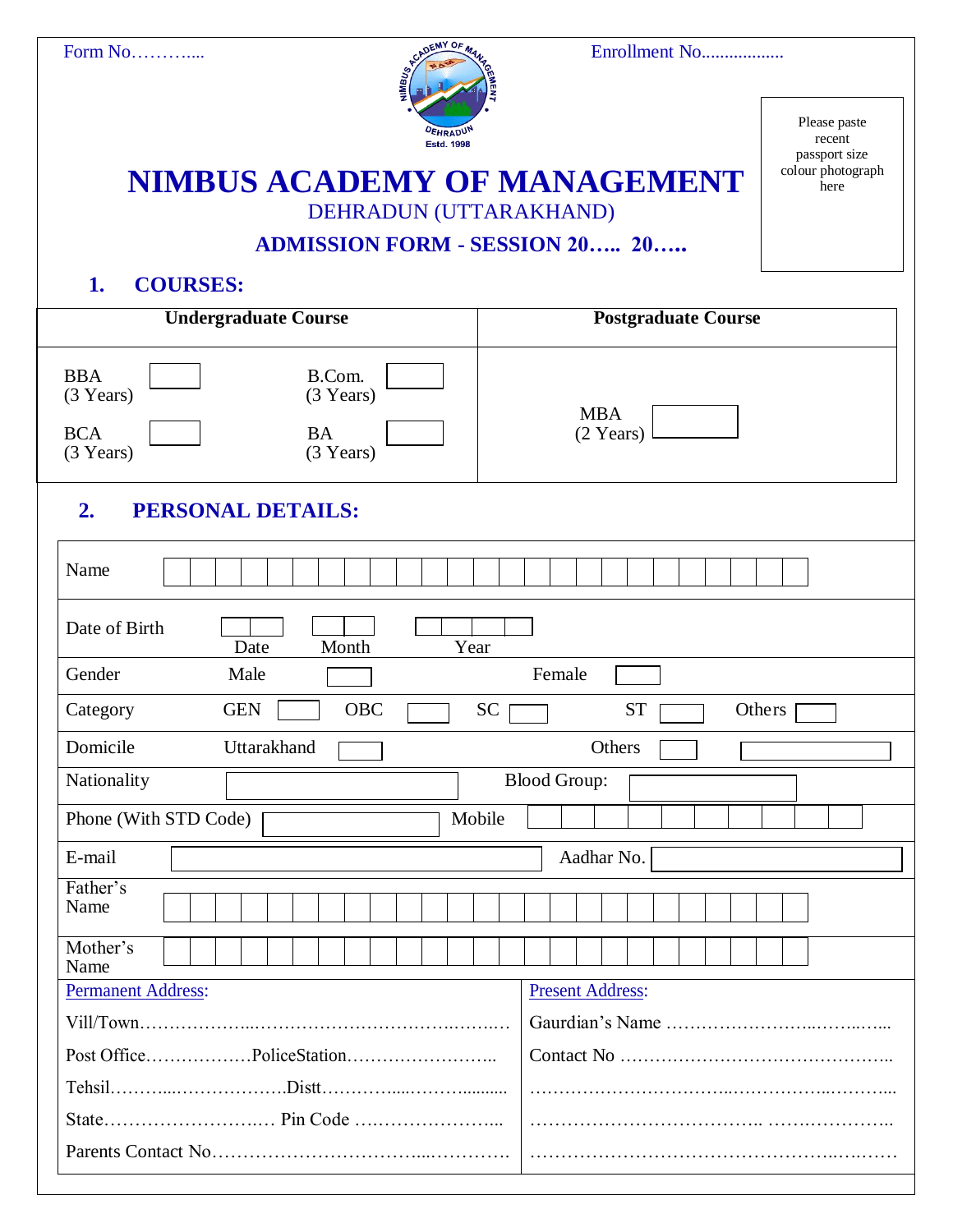Form No………....

Enrollment No..................

Please paste recent passport size colour photograph here

# NIMBUS ACADEMY OF MANAGEMENT

DEHRADUN (UTTARAKHAND)

## ADMISSION FORM - SESSION 20….. 20…..

## 1. COURSES:

| Undergraduate Course | | Postgraduate Course |
|---|---|---|
| BBA (3 Years) ☐ | B.Com. (3 Years) ☐ | MBA (2 Years) ☐ |
| BCA (3 Years) ☐ | BA (3 Years) ☐ | |

## 2. PERSONAL DETAILS:

| | | | | |
|---|---|---|---|---|
| Name | | | | |
| Date of Birth | Date | Month | Year | |
| Gender | Male ☐ | | Female ☐ | |
| Category | GEN ☐ | OBC ☐ | SC ☐ | ST ☐ Others ☐ |
| Domicile | Uttarakhand ☐ | | Others ☐ | |
| Nationality | | | Blood Group: | |
| Phone (With STD Code) | | | Mobile | |
| E-mail | | | Aadhar No. | |
| Father's Name | | | | |
| Mother's Name | | | | |

| Permanent Address: | Present Address: |
|---|---|
| Vill/Town……………….………………………………….…… | Gaurdian's Name …………………….……..…... |
| Post Office………………PoliceStation…………………….. | Contact No …………………………………….. |
| Tehsil……....……………….Distt………….....……........ | ……………………………..……………..……... |
| State……………………..… Pin Code ….………………... | …………………………….. …….………….. |
| Parents Contact No………………………….....…………. | ……………………………………….….…… |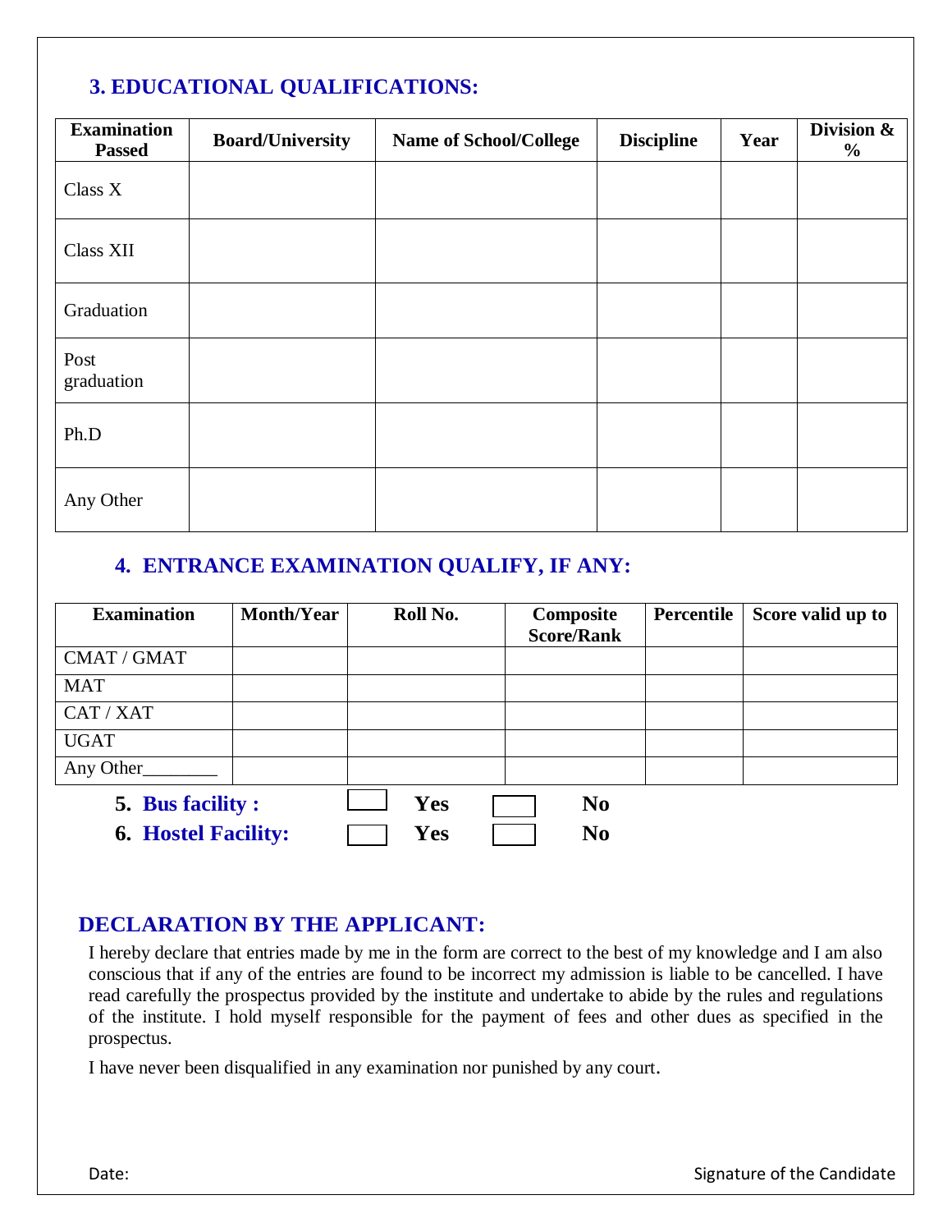## 3. EDUCATIONAL QUALIFICATIONS:

| Examination Passed | Board/University | Name of School/College | Discipline | Year | Division & % |
|---|---|---|---|---|---|
| Class X | | | | | |
| Class XII | | | | | |
| Graduation | | | | | |
| Post graduation | | | | | |
| Ph.D | | | | | |
| Any Other | | | | | |

## 4. ENTRANCE EXAMINATION QUALIFY, IF ANY:

| Examination | Month/Year | Roll No. | Composite Score/Rank | Percentile | Score valid up to |
|---|---|---|---|---|---|
| CMAT / GMAT | | | | | |
| MAT | | | | | |
| CAT / XAT | | | | | |
| UGAT | | | | | |
| Any Other________ | | | | | |

**5. Bus facility :** ☐ **Yes** ☐ **No**

**6. Hostel Facility:** ☐ **Yes** ☐ **No**

## DECLARATION BY THE APPLICANT:

I hereby declare that entries made by me in the form are correct to the best of my knowledge and I am also conscious that if any of the entries are found to be incorrect my admission is liable to be cancelled. I have read carefully the prospectus provided by the institute and undertake to abide by the rules and regulations of the institute. I hold myself responsible for the payment of fees and other dues as specified in the prospectus.

I have never been disqualified in any examination nor punished by any court.

Date: Signature of the Candidate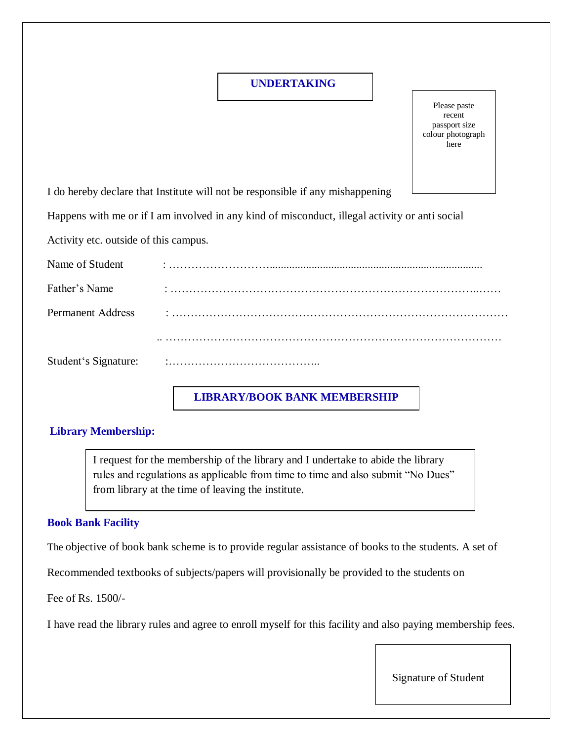## UNDERTAKING

Please paste recent passport size colour photograph here

I do hereby declare that Institute will not be responsible if any mishappening

Happens with me or if I am involved in any kind of misconduct, illegal activity or anti social

Activity etc. outside of this campus.

Name of Student : ……………………….............................................................................

Father's Name : ………………………………………………………………………..……

Permanent Address : ……………………………………………………………………………

.. ………………………………………………………………………………

Student's Signature: :…………………………………..

## LIBRARY/BOOK BANK MEMBERSHIP

### Library Membership:

I request for the membership of the library and I undertake to abide the library rules and regulations as applicable from time to time and also submit "No Dues" from library at the time of leaving the institute.

### Book Bank Facility

The objective of book bank scheme is to provide regular assistance of books to the students. A set of

Recommended textbooks of subjects/papers will provisionally be provided to the students on

Fee of Rs. 1500/-

I have read the library rules and agree to enroll myself for this facility and also paying membership fees.

Signature of Student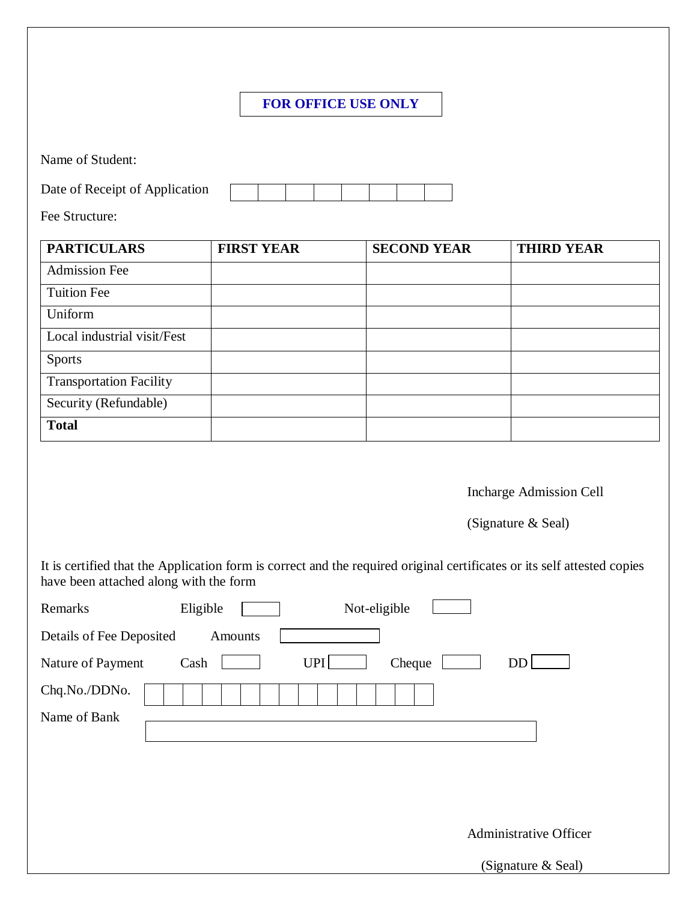## FOR OFFICE USE ONLY

Name of Student:

Date of Receipt of Application

Fee Structure:

| PARTICULARS | FIRST YEAR | SECOND YEAR | THIRD YEAR |
|---|---|---|---|
| Admission Fee | | | |
| Tuition Fee | | | |
| Uniform | | | |
| Local industrial visit/Fest | | | |
| Sports | | | |
| Transportation Facility | | | |
| Security (Refundable) | | | |
| **Total** | | | |

Incharge Admission Cell

(Signature & Seal)

It is certified that the Application form is correct and the required original certificates or its self attested copies have been attached along with the form

Remarks Eligible Not-eligible

Details of Fee Deposited Amounts

Nature of Payment Cash UPI Cheque DD

Chq.No./DDNo.

Name of Bank

Administrative Officer

(Signature & Seal)